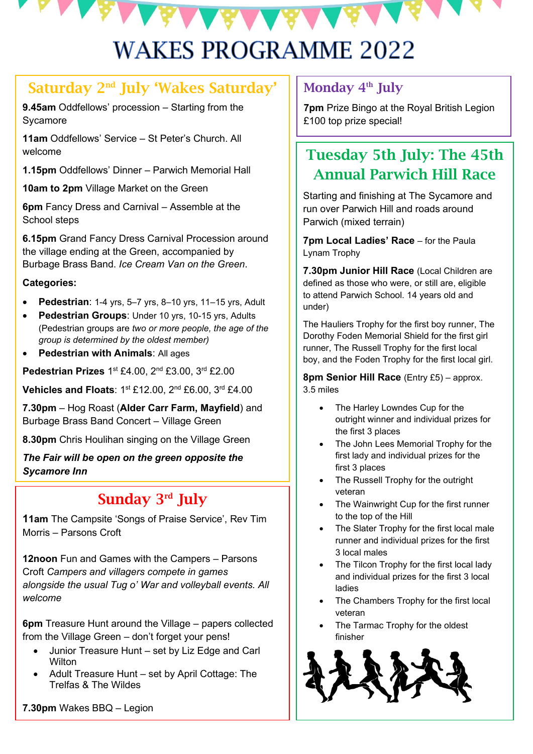# WAKES PROGRAMME 2022

## Saturday 2nd July 'Wakes Saturday'

**9.45am** Oddfellows' procession – Starting from the Sycamore

**11am** Oddfellows' Service – St Peter's Church. All welcome

**1.15pm** Oddfellows' Dinner – Parwich Memorial Hall

**10am to 2pm** Village Market on the Green

**6pm** Fancy Dress and Carnival – Assemble at the School steps

**6.15pm** Grand Fancy Dress Carnival Procession around the village ending at the Green, accompanied by Burbage Brass Band. *Ice Cream Van on the Green*.

**Categories:**

- **Pedestrian**: 1-4 yrs, 5–7 yrs, 8–10 yrs, 11–15 yrs, Adult
- **Pedestrian Groups**: Under 10 yrs, 10-15 yrs, Adults (Pedestrian groups are *two or more people, the age of the group is determined by the oldest member)*
- **Pedestrian with Animals**: All ages

**Pedestrian Prizes** 1st £4.00, 2nd £3.00, 3rd £2.00

**Vehicles and Floats**: 1st £12.00, 2nd £6.00, 3rd £4.00

**7.30pm** – Hog Roast (**Alder Carr Farm, Mayfield**) and Burbage Brass Band Concert – Village Green

**8.30pm** Chris Houlihan singing on the Village Green

***The Fair will be open on the green opposite the Sycamore Inn***

## Sunday 3rd July

**11am** The Campsite 'Songs of Praise Service', Rev Tim Morris – Parsons Croft

**12noon** Fun and Games with the Campers – Parsons Croft *Campers and villagers compete in games alongside the usual Tug o' War and volleyball events. All welcome*

**6pm** Treasure Hunt around the Village – papers collected from the Village Green – don't forget your pens!

- Junior Treasure Hunt – set by Liz Edge and Carl Wilton
- Adult Treasure Hunt – set by April Cottage: The Trelfas & The Wildes

**7.30pm** Wakes BBQ – Legion

## Monday 4th July

**7pm** Prize Bingo at the Royal British Legion £100 top prize special!

## Tuesday 5th July: The 45th Annual Parwich Hill Race

Starting and finishing at The Sycamore and run over Parwich Hill and roads around Parwich (mixed terrain)

**7pm Local Ladies' Race** – for the Paula Lynam Trophy

**7.30pm Junior Hill Race** (Local Children are defined as those who were, or still are, eligible to attend Parwich School. 14 years old and under)

The Hauliers Trophy for the first boy runner, The Dorothy Foden Memorial Shield for the first girl runner, The Russell Trophy for the first local boy, and the Foden Trophy for the first local girl.

**8pm Senior Hill Race** (Entry £5) – approx. 3.5 miles

- The Harley Lowndes Cup for the outright winner and individual prizes for the first 3 places
- The John Lees Memorial Trophy for the first lady and individual prizes for the first 3 places
- The Russell Trophy for the outright veteran
- The Wainwright Cup for the first runner to the top of the Hill
- The Slater Trophy for the first local male runner and individual prizes for the first 3 local males
- The Tilcon Trophy for the first local lady and individual prizes for the first 3 local ladies
- The Chambers Trophy for the first local veteran
- The Tarmac Trophy for the oldest finisher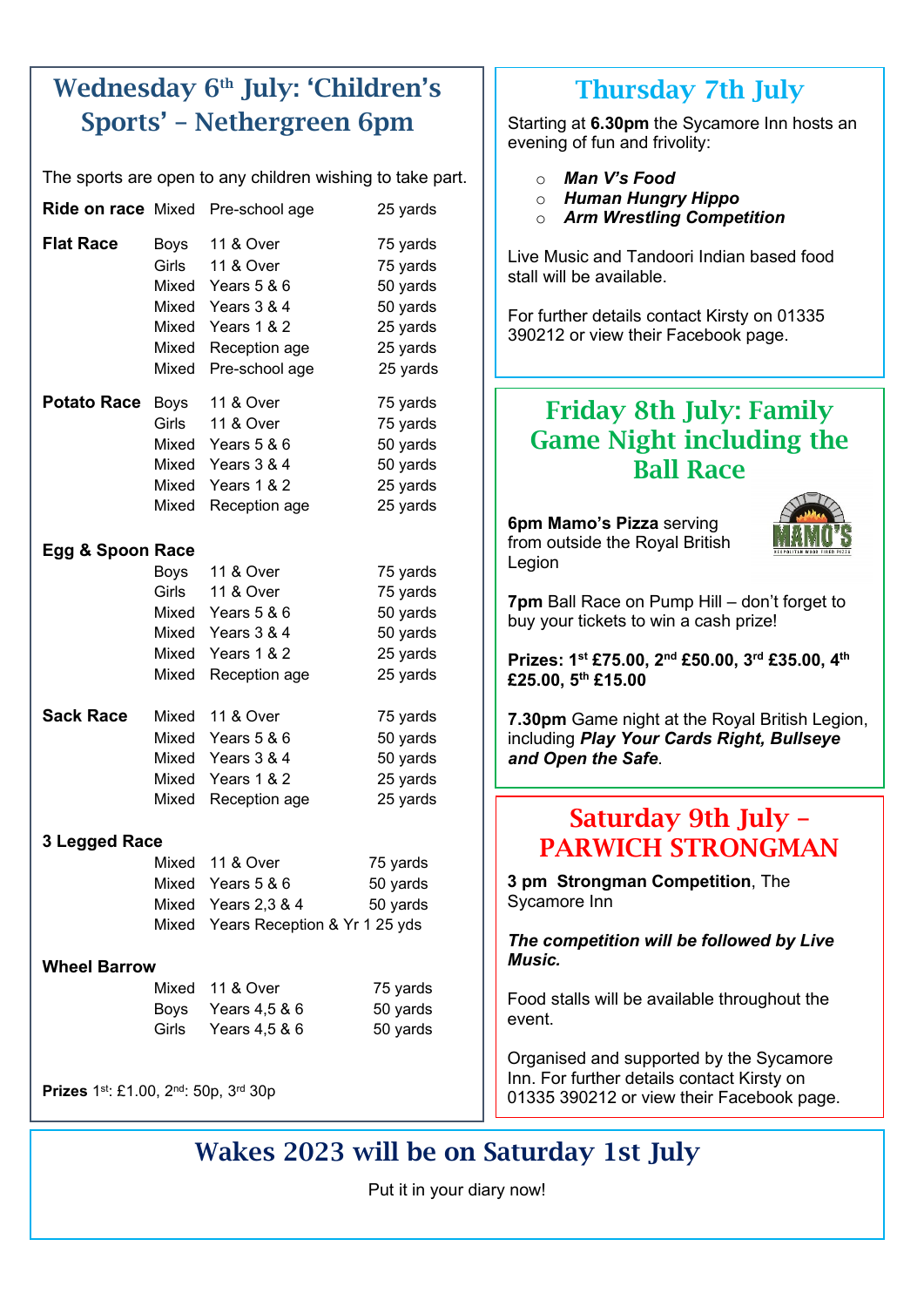## Wednesday 6th July: 'Children's Sports' – Nethergreen 6pm

The sports are open to any children wishing to take part.

| | | | |
|---|---|---|---|
| **Ride on race** | Mixed | Pre-school age | 25 yards |
| **Flat Race** | Boys | 11 & Over | 75 yards |
| | Girls | 11 & Over | 75 yards |
| | Mixed | Years 5 & 6 | 50 yards |
| | Mixed | Years 3 & 4 | 50 yards |
| | Mixed | Years 1 & 2 | 25 yards |
| | Mixed | Reception age | 25 yards |
| | Mixed | Pre-school age | 25 yards |
| **Potato Race** | Boys | 11 & Over | 75 yards |
| | Girls | 11 & Over | 75 yards |
| | Mixed | Years 5 & 6 | 50 yards |
| | Mixed | Years 3 & 4 | 50 yards |
| | Mixed | Years 1 & 2 | 25 yards |
| | Mixed | Reception age | 25 yards |
| **Egg & Spoon Race** | | | |
| | Boys | 11 & Over | 75 yards |
| | Girls | 11 & Over | 75 yards |
| | Mixed | Years 5 & 6 | 50 yards |
| | Mixed | Years 3 & 4 | 50 yards |
| | Mixed | Years 1 & 2 | 25 yards |
| | Mixed | Reception age | 25 yards |
| **Sack Race** | Mixed | 11 & Over | 75 yards |
| | Mixed | Years 5 & 6 | 50 yards |
| | Mixed | Years 3 & 4 | 50 yards |
| | Mixed | Years 1 & 2 | 25 yards |
| | Mixed | Reception age | 25 yards |
| **3 Legged Race** | | | |
| | Mixed | 11 & Over | 75 yards |
| | Mixed | Years 5 & 6 | 50 yards |
| | Mixed | Years 2,3 & 4 | 50 yards |
| | Mixed | Years Reception & Yr 1 | 25 yds |
| **Wheel Barrow** | | | |
| | Mixed | 11 & Over | 75 yards |
| | Boys | Years 4,5 & 6 | 50 yards |
| | Girls | Years 4,5 & 6 | 50 yards |

**Prizes** 1st: £1.00, 2nd: 50p, 3rd 30p

## Thursday 7th July

Starting at **6.30pm** the Sycamore Inn hosts an evening of fun and frivolity:

- ***Man V's Food***
- ***Human Hungry Hippo***
- ***Arm Wrestling Competition***

Live Music and Tandoori Indian based food stall will be available.

For further details contact Kirsty on 01335 390212 or view their Facebook page.

## Friday 8th July: Family Game Night including the Ball Race

**6pm Mamo's Pizza** serving from outside the Royal British Legion

**7pm** Ball Race on Pump Hill – don't forget to buy your tickets to win a cash prize!

**Prizes: 1st £75.00, 2nd £50.00, 3rd £35.00, 4th £25.00, 5th £15.00**

**7.30pm** Game night at the Royal British Legion, including ***Play Your Cards Right, Bullseye and Open the Safe***.

## Saturday 9th July – PARWICH STRONGMAN

**3 pm Strongman Competition**, The Sycamore Inn

***The competition will be followed by Live Music.***

Food stalls will be available throughout the event.

Organised and supported by the Sycamore Inn. For further details contact Kirsty on 01335 390212 or view their Facebook page.

## Wakes 2023 will be on Saturday 1st July

Put it in your diary now!